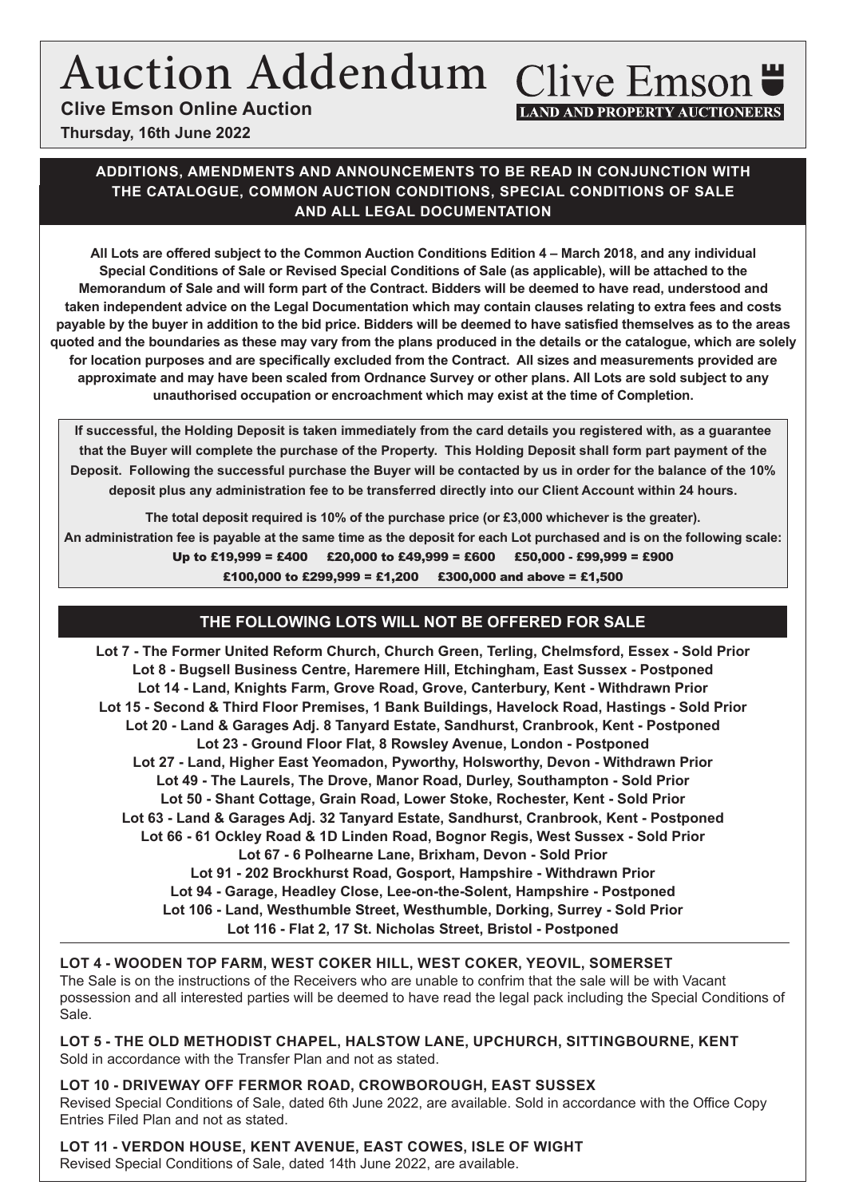# Auction Addendum

**Clive Emson Online Auction**

**Thursday, 16th June 2022**

Clive Emson
LAND AND PROPERTY AUCTIONEERS

## ADDITIONS, AMENDMENTS AND ANNOUNCEMENTS TO BE READ IN CONJUNCTION WITH THE CATALOGUE, COMMON AUCTION CONDITIONS, SPECIAL CONDITIONS OF SALE AND ALL LEGAL DOCUMENTATION

**All Lots are offered subject to the Common Auction Conditions Edition 4 – March 2018, and any individual Special Conditions of Sale or Revised Special Conditions of Sale (as applicable), will be attached to the Memorandum of Sale and will form part of the Contract. Bidders will be deemed to have read, understood and taken independent advice on the Legal Documentation which may contain clauses relating to extra fees and costs payable by the buyer in addition to the bid price. Bidders will be deemed to have satisfied themselves as to the areas quoted and the boundaries as these may vary from the plans produced in the details or the catalogue, which are solely for location purposes and are specifically excluded from the Contract. All sizes and measurements provided are approximate and may have been scaled from Ordnance Survey or other plans. All Lots are sold subject to any unauthorised occupation or encroachment which may exist at the time of Completion.**

**If successful, the Holding Deposit is taken immediately from the card details you registered with, as a guarantee that the Buyer will complete the purchase of the Property. This Holding Deposit shall form part payment of the Deposit. Following the successful purchase the Buyer will be contacted by us in order for the balance of the 10% deposit plus any administration fee to be transferred directly into our Client Account within 24 hours.**

**The total deposit required is 10% of the purchase price (or £3,000 whichever is the greater).**

**An administration fee is payable at the same time as the deposit for each Lot purchased and is on the following scale:**

**Up to £19,999 = £400 £20,000 to £49,999 = £600 £50,000 - £99,999 = £900**

**£100,000 to £299,999 = £1,200 £300,000 and above = £1,500**

## THE FOLLOWING LOTS WILL NOT BE OFFERED FOR SALE

**Lot 7 - The Former United Reform Church, Church Green, Terling, Chelmsford, Essex - Sold Prior**
**Lot 8 - Bugsell Business Centre, Haremere Hill, Etchingham, East Sussex - Postponed**
**Lot 14 - Land, Knights Farm, Grove Road, Grove, Canterbury, Kent - Withdrawn Prior**
**Lot 15 - Second & Third Floor Premises, 1 Bank Buildings, Havelock Road, Hastings - Sold Prior**
**Lot 20 - Land & Garages Adj. 8 Tanyard Estate, Sandhurst, Cranbrook, Kent - Postponed**
**Lot 23 - Ground Floor Flat, 8 Rowsley Avenue, London - Postponed**
**Lot 27 - Land, Higher East Yeomadon, Pyworthy, Holsworthy, Devon - Withdrawn Prior**
**Lot 49 - The Laurels, The Drove, Manor Road, Durley, Southampton - Sold Prior**
**Lot 50 - Shant Cottage, Grain Road, Lower Stoke, Rochester, Kent - Sold Prior**
**Lot 63 - Land & Garages Adj. 32 Tanyard Estate, Sandhurst, Cranbrook, Kent - Postponed**
**Lot 66 - 61 Ockley Road & 1D Linden Road, Bognor Regis, West Sussex - Sold Prior**
**Lot 67 - 6 Polhearne Lane, Brixham, Devon - Sold Prior**
**Lot 91 - 202 Brockhurst Road, Gosport, Hampshire - Withdrawn Prior**
**Lot 94 - Garage, Headley Close, Lee-on-the-Solent, Hampshire - Postponed**
**Lot 106 - Land, Westhumble Street, Westhumble, Dorking, Surrey - Sold Prior**
**Lot 116 - Flat 2, 17 St. Nicholas Street, Bristol - Postponed**

**LOT 4 - WOODEN TOP FARM, WEST COKER HILL, WEST COKER, YEOVIL, SOMERSET**

The Sale is on the instructions of the Receivers who are unable to confrim that the sale will be with Vacant possession and all interested parties will be deemed to have read the legal pack including the Special Conditions of Sale.

**LOT 5 - THE OLD METHODIST CHAPEL, HALSTOW LANE, UPCHURCH, SITTINGBOURNE, KENT**

Sold in accordance with the Transfer Plan and not as stated.

**LOT 10 - DRIVEWAY OFF FERMOR ROAD, CROWBOROUGH, EAST SUSSEX**

Revised Special Conditions of Sale, dated 6th June 2022, are available. Sold in accordance with the Office Copy Entries Filed Plan and not as stated.

**LOT 11 - VERDON HOUSE, KENT AVENUE, EAST COWES, ISLE OF WIGHT**

Revised Special Conditions of Sale, dated 14th June 2022, are available.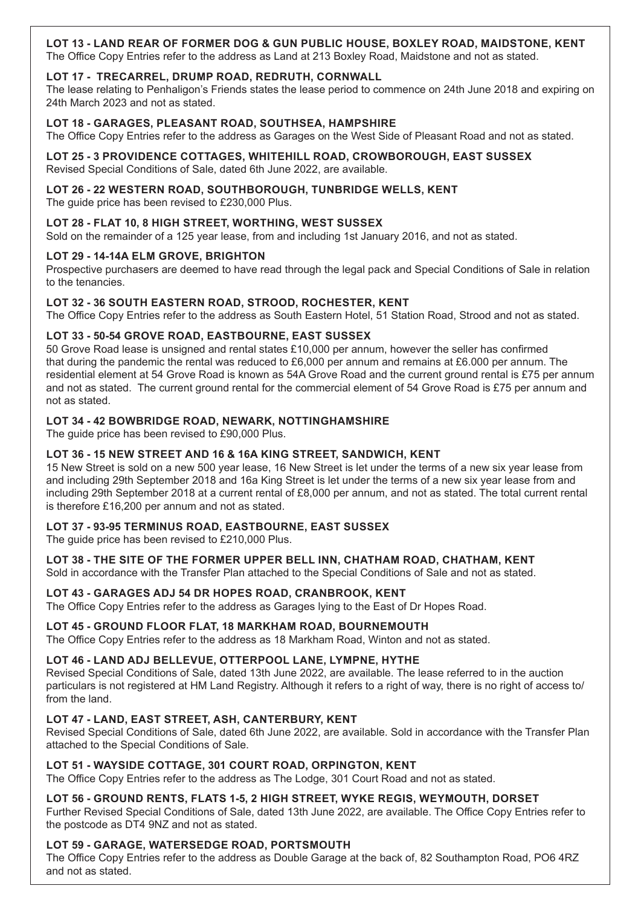**LOT 13 - LAND REAR OF FORMER DOG & GUN PUBLIC HOUSE, BOXLEY ROAD, MAIDSTONE, KENT**
The Office Copy Entries refer to the address as Land at 213 Boxley Road, Maidstone and not as stated.

**LOT 17 - TRECARREL, DRUMP ROAD, REDRUTH, CORNWALL**
The lease relating to Penhaligon's Friends states the lease period to commence on 24th June 2018 and expiring on 24th March 2023 and not as stated.

**LOT 18 - GARAGES, PLEASANT ROAD, SOUTHSEA, HAMPSHIRE**
The Office Copy Entries refer to the address as Garages on the West Side of Pleasant Road and not as stated.

**LOT 25 - 3 PROVIDENCE COTTAGES, WHITEHILL ROAD, CROWBOROUGH, EAST SUSSEX**
Revised Special Conditions of Sale, dated 6th June 2022, are available.

**LOT 26 - 22 WESTERN ROAD, SOUTHBOROUGH, TUNBRIDGE WELLS, KENT**
The guide price has been revised to £230,000 Plus.

**LOT 28 - FLAT 10, 8 HIGH STREET, WORTHING, WEST SUSSEX**
Sold on the remainder of a 125 year lease, from and including 1st January 2016, and not as stated.

**LOT 29 - 14-14A ELM GROVE, BRIGHTON**
Prospective purchasers are deemed to have read through the legal pack and Special Conditions of Sale in relation to the tenancies.

**LOT 32 - 36 SOUTH EASTERN ROAD, STROOD, ROCHESTER, KENT**
The Office Copy Entries refer to the address as South Eastern Hotel, 51 Station Road, Strood and not as stated.

**LOT 33 - 50-54 GROVE ROAD, EASTBOURNE, EAST SUSSEX**
50 Grove Road lease is unsigned and rental states £10,000 per annum, however the seller has confirmed that during the pandemic the rental was reduced to £6,000 per annum and remains at £6.000 per annum. The residential element at 54 Grove Road is known as 54A Grove Road and the current ground rental is £75 per annum and not as stated. The current ground rental for the commercial element of 54 Grove Road is £75 per annum and not as stated.

**LOT 34 - 42 BOWBRIDGE ROAD, NEWARK, NOTTINGHAMSHIRE**
The guide price has been revised to £90,000 Plus.

**LOT 36 - 15 NEW STREET AND 16 & 16A KING STREET, SANDWICH, KENT**
15 New Street is sold on a new 500 year lease, 16 New Street is let under the terms of a new six year lease from and including 29th September 2018 and 16a King Street is let under the terms of a new six year lease from and including 29th September 2018 at a current rental of £8,000 per annum, and not as stated. The total current rental is therefore £16,200 per annum and not as stated.

**LOT 37 - 93-95 TERMINUS ROAD, EASTBOURNE, EAST SUSSEX**
The guide price has been revised to £210,000 Plus.

**LOT 38 - THE SITE OF THE FORMER UPPER BELL INN, CHATHAM ROAD, CHATHAM, KENT**
Sold in accordance with the Transfer Plan attached to the Special Conditions of Sale and not as stated.

**LOT 43 - GARAGES ADJ 54 DR HOPES ROAD, CRANBROOK, KENT**
The Office Copy Entries refer to the address as Garages lying to the East of Dr Hopes Road.

**LOT 45 - GROUND FLOOR FLAT, 18 MARKHAM ROAD, BOURNEMOUTH**
The Office Copy Entries refer to the address as 18 Markham Road, Winton and not as stated.

**LOT 46 - LAND ADJ BELLEVUE, OTTERPOOL LANE, LYMPNE, HYTHE**
Revised Special Conditions of Sale, dated 13th June 2022, are available. The lease referred to in the auction particulars is not registered at HM Land Registry. Although it refers to a right of way, there is no right of access to/from the land.

**LOT 47 - LAND, EAST STREET, ASH, CANTERBURY, KENT**
Revised Special Conditions of Sale, dated 6th June 2022, are available. Sold in accordance with the Transfer Plan attached to the Special Conditions of Sale.

**LOT 51 - WAYSIDE COTTAGE, 301 COURT ROAD, ORPINGTON, KENT**
The Office Copy Entries refer to the address as The Lodge, 301 Court Road and not as stated.

**LOT 56 - GROUND RENTS, FLATS 1-5, 2 HIGH STREET, WYKE REGIS, WEYMOUTH, DORSET**
Further Revised Special Conditions of Sale, dated 13th June 2022, are available. The Office Copy Entries refer to the postcode as DT4 9NZ and not as stated.

**LOT 59 - GARAGE, WATERSEDGE ROAD, PORTSMOUTH**
The Office Copy Entries refer to the address as Double Garage at the back of, 82 Southampton Road, PO6 4RZ and not as stated.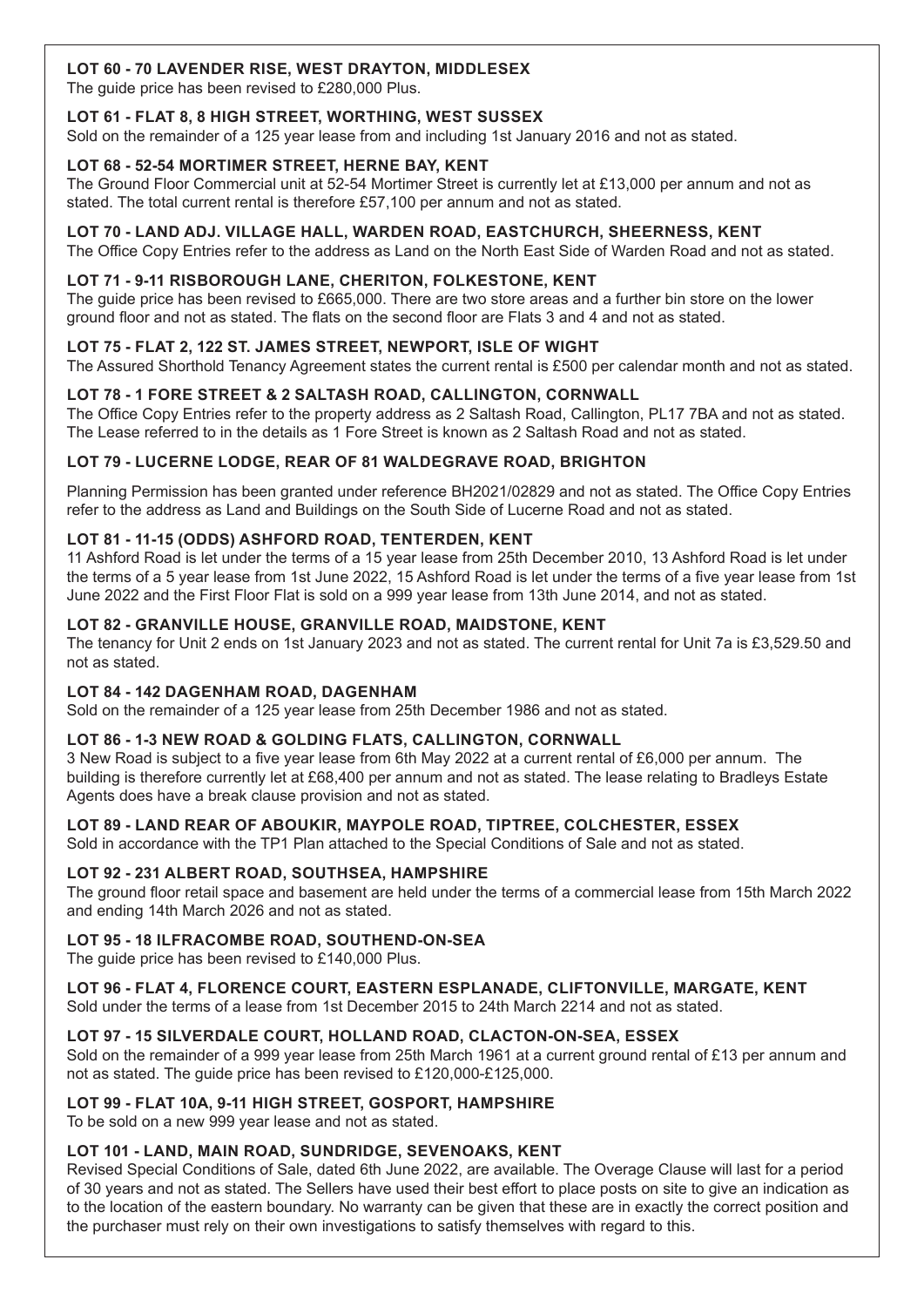**LOT 60 - 70 LAVENDER RISE, WEST DRAYTON, MIDDLESEX**
The guide price has been revised to £280,000 Plus.

**LOT 61 - FLAT 8, 8 HIGH STREET, WORTHING, WEST SUSSEX**
Sold on the remainder of a 125 year lease from and including 1st January 2016 and not as stated.

**LOT 68 - 52-54 MORTIMER STREET, HERNE BAY, KENT**
The Ground Floor Commercial unit at 52-54 Mortimer Street is currently let at £13,000 per annum and not as stated. The total current rental is therefore £57,100 per annum and not as stated.

**LOT 70 - LAND ADJ. VILLAGE HALL, WARDEN ROAD, EASTCHURCH, SHEERNESS, KENT**
The Office Copy Entries refer to the address as Land on the North East Side of Warden Road and not as stated.

**LOT 71 - 9-11 RISBOROUGH LANE, CHERITON, FOLKESTONE, KENT**
The guide price has been revised to £665,000. There are two store areas and a further bin store on the lower ground floor and not as stated. The flats on the second floor are Flats 3 and 4 and not as stated.

**LOT 75 - FLAT 2, 122 ST. JAMES STREET, NEWPORT, ISLE OF WIGHT**
The Assured Shorthold Tenancy Agreement states the current rental is £500 per calendar month and not as stated.

**LOT 78 - 1 FORE STREET & 2 SALTASH ROAD, CALLINGTON, CORNWALL**
The Office Copy Entries refer to the property address as 2 Saltash Road, Callington, PL17 7BA and not as stated. The Lease referred to in the details as 1 Fore Street is known as 2 Saltash Road and not as stated.

**LOT 79 - LUCERNE LODGE, REAR OF 81 WALDEGRAVE ROAD, BRIGHTON**

Planning Permission has been granted under reference BH2021/02829 and not as stated. The Office Copy Entries refer to the address as Land and Buildings on the South Side of Lucerne Road and not as stated.

**LOT 81 - 11-15 (ODDS) ASHFORD ROAD, TENTERDEN, KENT**
11 Ashford Road is let under the terms of a 15 year lease from 25th December 2010, 13 Ashford Road is let under the terms of a 5 year lease from 1st June 2022, 15 Ashford Road is let under the terms of a five year lease from 1st June 2022 and the First Floor Flat is sold on a 999 year lease from 13th June 2014, and not as stated.

**LOT 82 - GRANVILLE HOUSE, GRANVILLE ROAD, MAIDSTONE, KENT**
The tenancy for Unit 2 ends on 1st January 2023 and not as stated. The current rental for Unit 7a is £3,529.50 and not as stated.

**LOT 84 - 142 DAGENHAM ROAD, DAGENHAM**
Sold on the remainder of a 125 year lease from 25th December 1986 and not as stated.

**LOT 86 - 1-3 NEW ROAD & GOLDING FLATS, CALLINGTON, CORNWALL**
3 New Road is subject to a five year lease from 6th May 2022 at a current rental of £6,000 per annum. The building is therefore currently let at £68,400 per annum and not as stated. The lease relating to Bradleys Estate Agents does have a break clause provision and not as stated.

**LOT 89 - LAND REAR OF ABOUKIR, MAYPOLE ROAD, TIPTREE, COLCHESTER, ESSEX**
Sold in accordance with the TP1 Plan attached to the Special Conditions of Sale and not as stated.

**LOT 92 - 231 ALBERT ROAD, SOUTHSEA, HAMPSHIRE**
The ground floor retail space and basement are held under the terms of a commercial lease from 15th March 2022 and ending 14th March 2026 and not as stated.

**LOT 95 - 18 ILFRACOMBE ROAD, SOUTHEND-ON-SEA**
The guide price has been revised to £140,000 Plus.

**LOT 96 - FLAT 4, FLORENCE COURT, EASTERN ESPLANADE, CLIFTONVILLE, MARGATE, KENT**
Sold under the terms of a lease from 1st December 2015 to 24th March 2214 and not as stated.

**LOT 97 - 15 SILVERDALE COURT, HOLLAND ROAD, CLACTON-ON-SEA, ESSEX**
Sold on the remainder of a 999 year lease from 25th March 1961 at a current ground rental of £13 per annum and not as stated. The guide price has been revised to £120,000-£125,000.

**LOT 99 - FLAT 10A, 9-11 HIGH STREET, GOSPORT, HAMPSHIRE**
To be sold on a new 999 year lease and not as stated.

**LOT 101 - LAND, MAIN ROAD, SUNDRIDGE, SEVENOAKS, KENT**
Revised Special Conditions of Sale, dated 6th June 2022, are available. The Overage Clause will last for a period of 30 years and not as stated. The Sellers have used their best effort to place posts on site to give an indication as to the location of the eastern boundary. No warranty can be given that these are in exactly the correct position and the purchaser must rely on their own investigations to satisfy themselves with regard to this.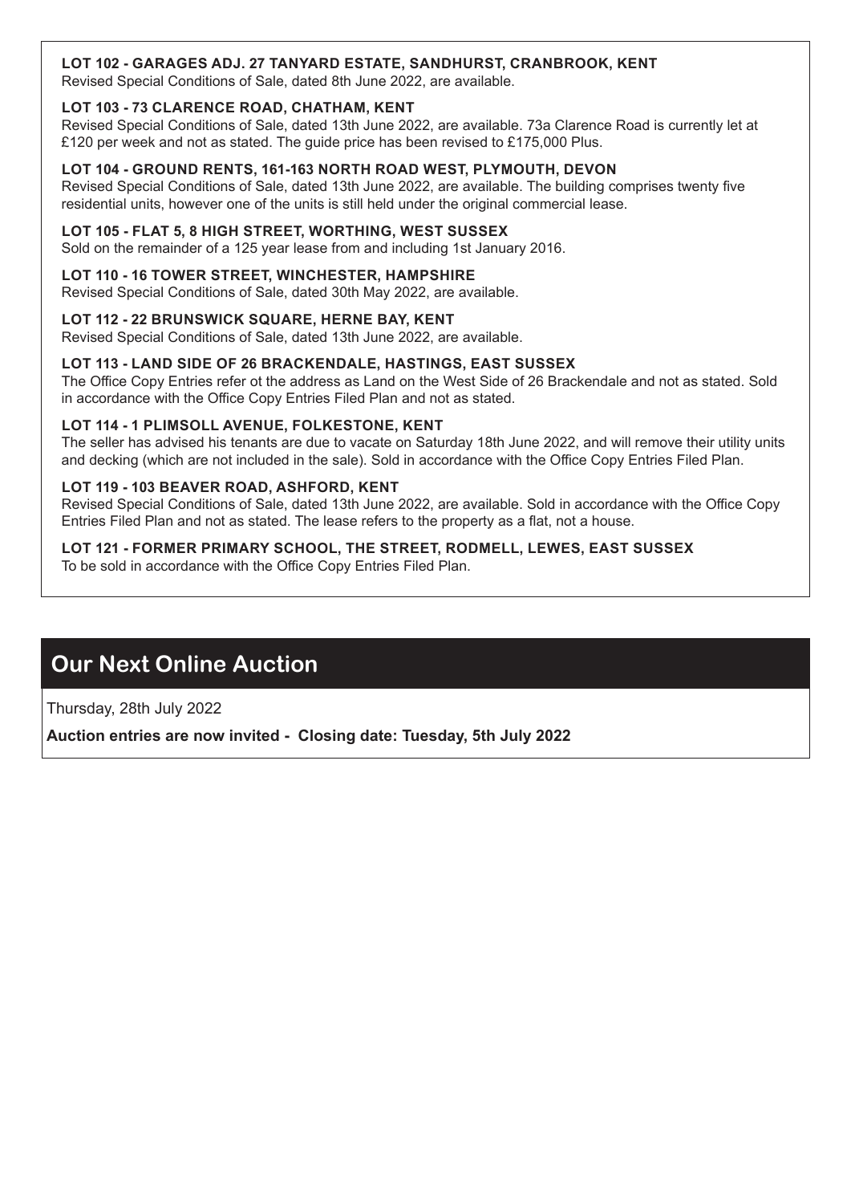**LOT 102 - GARAGES ADJ. 27 TANYARD ESTATE, SANDHURST, CRANBROOK, KENT**
Revised Special Conditions of Sale, dated 8th June 2022, are available.

**LOT 103 - 73 CLARENCE ROAD, CHATHAM, KENT**
Revised Special Conditions of Sale, dated 13th June 2022, are available. 73a Clarence Road is currently let at £120 per week and not as stated. The guide price has been revised to £175,000 Plus.

**LOT 104 - GROUND RENTS, 161-163 NORTH ROAD WEST, PLYMOUTH, DEVON**
Revised Special Conditions of Sale, dated 13th June 2022, are available. The building comprises twenty five residential units, however one of the units is still held under the original commercial lease.

**LOT 105 - FLAT 5, 8 HIGH STREET, WORTHING, WEST SUSSEX**
Sold on the remainder of a 125 year lease from and including 1st January 2016.

**LOT 110 - 16 TOWER STREET, WINCHESTER, HAMPSHIRE**
Revised Special Conditions of Sale, dated 30th May 2022, are available.

**LOT 112 - 22 BRUNSWICK SQUARE, HERNE BAY, KENT**
Revised Special Conditions of Sale, dated 13th June 2022, are available.

**LOT 113 - LAND SIDE OF 26 BRACKENDALE, HASTINGS, EAST SUSSEX**
The Office Copy Entries refer ot the address as Land on the West Side of 26 Brackendale and not as stated. Sold in accordance with the Office Copy Entries Filed Plan and not as stated.

**LOT 114 - 1 PLIMSOLL AVENUE, FOLKESTONE, KENT**
The seller has advised his tenants are due to vacate on Saturday 18th June 2022, and will remove their utility units and decking (which are not included in the sale). Sold in accordance with the Office Copy Entries Filed Plan.

**LOT 119 - 103 BEAVER ROAD, ASHFORD, KENT**
Revised Special Conditions of Sale, dated 13th June 2022, are available. Sold in accordance with the Office Copy Entries Filed Plan and not as stated. The lease refers to the property as a flat, not a house.

**LOT 121 - FORMER PRIMARY SCHOOL, THE STREET, RODMELL, LEWES, EAST SUSSEX**
To be sold in accordance with the Office Copy Entries Filed Plan.

## Our Next Online Auction

Thursday, 28th July 2022

**Auction entries are now invited - Closing date: Tuesday, 5th July 2022**